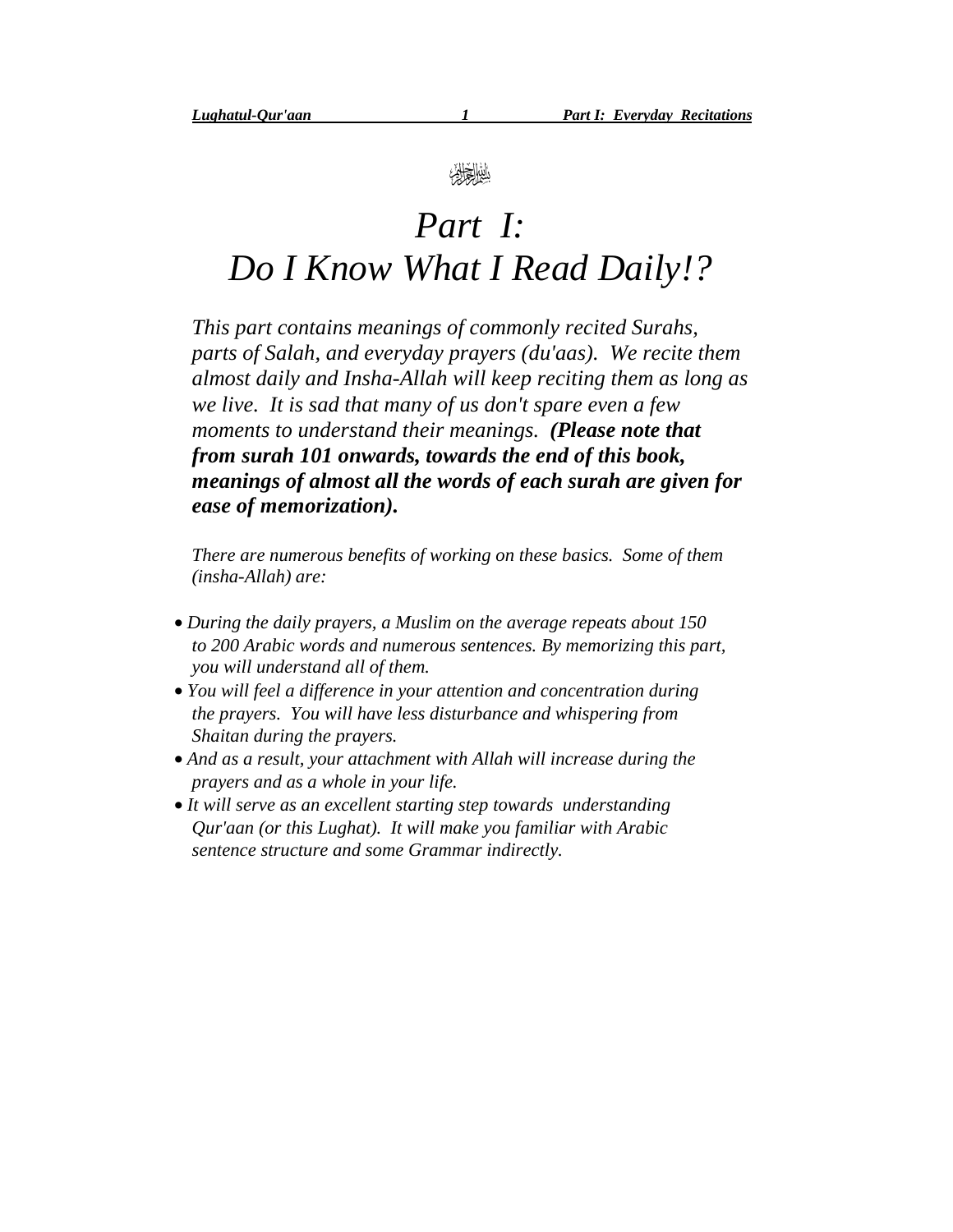بسم الله الرحمن الرحيم

# *Part I:*
# *Do I Know What I Read Daily!?*

*This part contains meanings of commonly recited Surahs, parts of Salah, and everyday prayers (du'aas). We recite them almost daily and Insha-Allah will keep reciting them as long as we live. It is sad that many of us don't spare even a few moments to understand their meanings.* ***(Please note that from surah 101 onwards, towards the end of this book, meanings of almost all the words of each surah are given for ease of memorization).***

*There are numerous benefits of working on these basics. Some of them (insha-Allah) are:*

- *During the daily prayers, a Muslim on the average repeats about 150 to 200 Arabic words and numerous sentences. By memorizing this part, you will understand all of them.*
- *You will feel a difference in your attention and concentration during the prayers. You will have less disturbance and whispering from Shaitan during the prayers.*
- *And as a result, your attachment with Allah will increase during the prayers and as a whole in your life.*
- *It will serve as an excellent starting step towards understanding Qur'aan (or this Lughat). It will make you familiar with Arabic sentence structure and some Grammar indirectly.*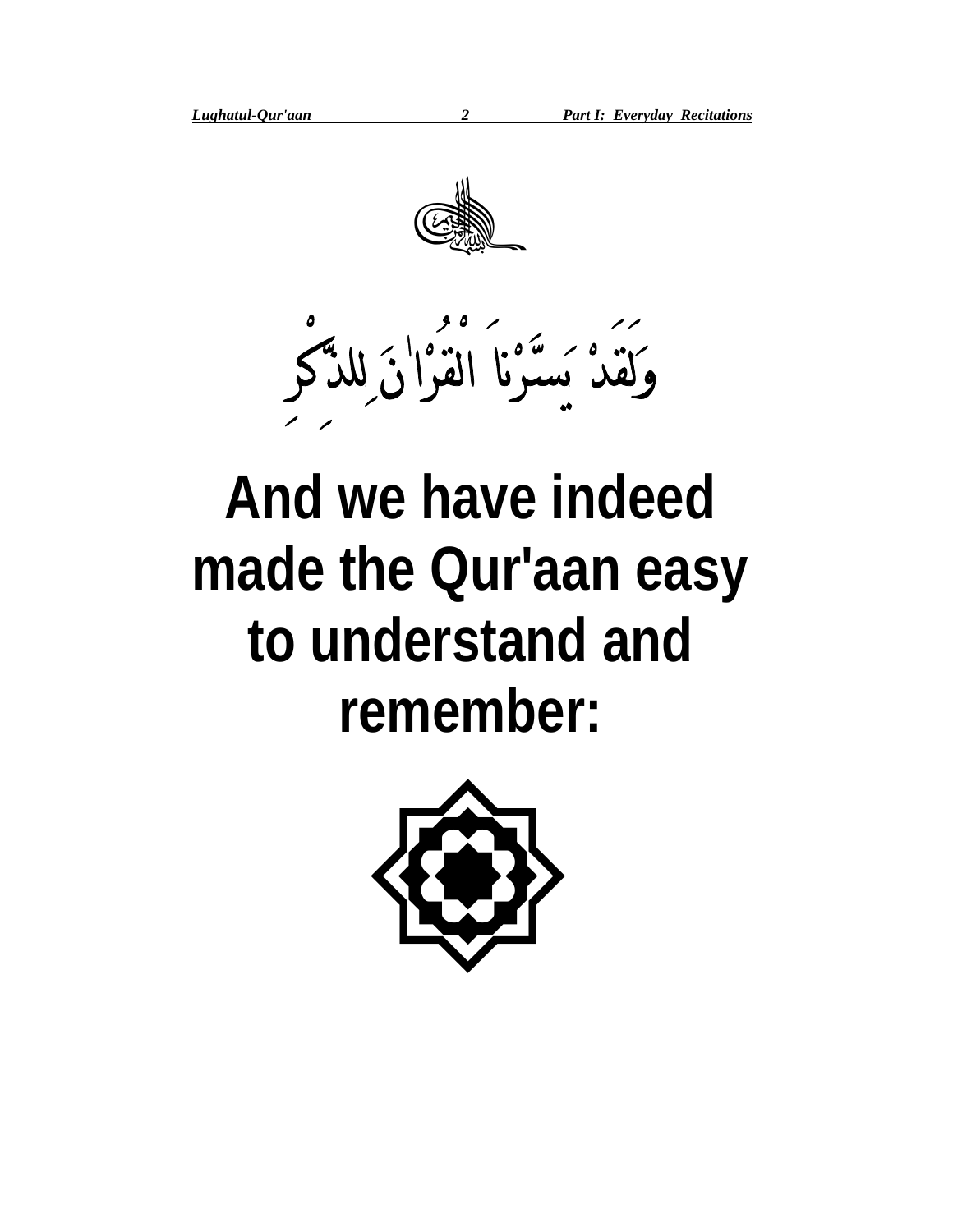وَلَقَدْ يَسَّرْنَا الْقُرْاٰنَ لِلذِّكْرِ

**And we have indeed made the Qur'aan easy to understand and remember:**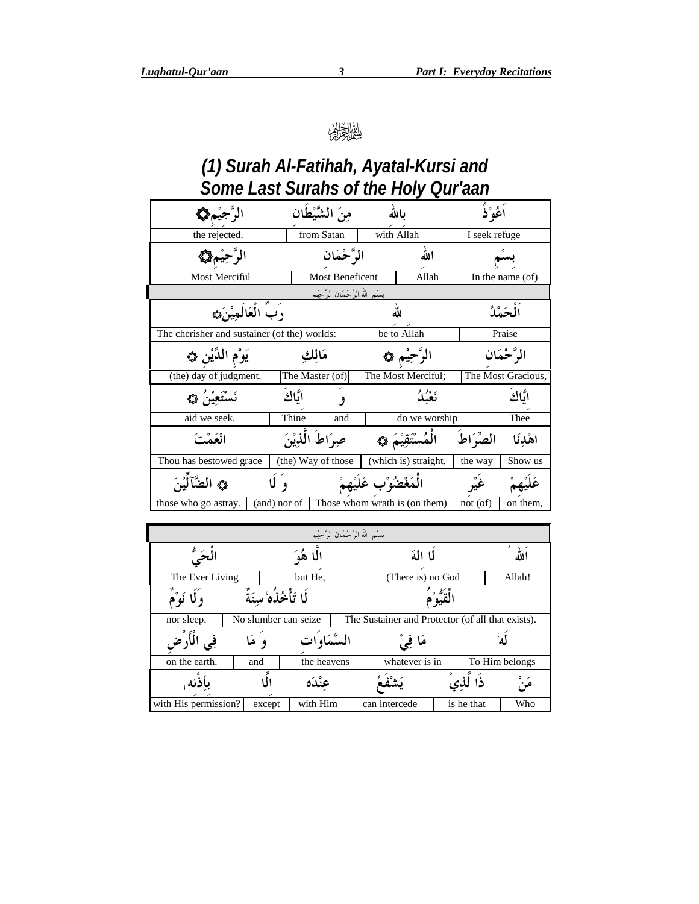بِسْمِ اللّٰهِ الرَّحْمٰنِ الرَّحِيْمِ

# (1) Surah Al-Fatihah, Ayatal-Kursi and Some Last Surahs of the Holy Qur'aan

| الرَّجِيْمِ۞ | مِنَ الشَّيْطَان | بِاللهِ | اَعُوْذُ |
|---|---|---|---|
| the rejected. | from Satan | with Allah | I seek refuge |
| الرَّحِيْمِ۞ | الرَّحْمَان | الله | بِسْمِ |
| Most Merciful | Most Beneficent | Allah | In the name (of) |

بسم الله الرَّحمَان الرَّحِيم

| رَبِّ الْعَالَمِيْنَ۞ | | لله | اَلْحَمْدُ |
|---|---|---|---|
| The cherisher and sustainer (of the) worlds: | | be to Allah | Praise |
| يَوْمِ الدِّيْنِ ۞ | مَالِكِ | الرَّحِيْمِ ۞ | الرَّحْمَان |
| (the) day of judgment. | The Master (of) | The Most Merciful; | The Most Gracious, |
| نَسْتَعِيْنُ ۞ | اِيَّاكَ | وَ | نَعْبُدُ | اِيَّاكَ |
| aid we seek. | Thine | and | do we worship | Thee |
| اَنْعَمْتَ | صِرَاطَ الَّذِيْنَ | الْمُسْتَقِيْمَ ۞ | الصِّرَاطَ | اِهْدِنَا |
| Thou has bestowed grace | (the) Way of those | (which is) straight, | the way | Show us |
| ۞ الضَّآلِّيْنَ | وَ لَا | الْمَغْضُوْبِ عَلَيْهِمْ | غَيْرِ | عَلَيْهِمْ |
| those who go astray. | (and) nor of | Those whom wrath is (on them) | not (of) | on them, |

بسم الله الرَّحمَان الرَّحِيم

| الْحَيُّ | اِلَّا هُوَ | لَا اِلٰهَ | اَللّٰهُ |
|---|---|---|---|
| The Ever Living | but He, | (There is) no God | Allah! |
| وَلَا نَوْمٌ | لَا تَأْخُذُهٗ سِنَةٌ | الْقَيُّوْمُ | |
| nor sleep. | No slumber can seize | The Sustainer and Protector (of all that exists). | |
| فِي الْاَرْضِ | وَ مَا | السَّمَاوَاتِ | مَا فِيْ | لَهٗ |
| on the earth. | and | the heavens | whatever is in | To Him belongs |
| بِاِذْنِهٖ | اِلَّا | عِنْدَهٗ | يَشْفَعُ | ذَا لَّذِيْ | مَنْ |
| with His permission? | except | with Him | can intercede | is he that | Who |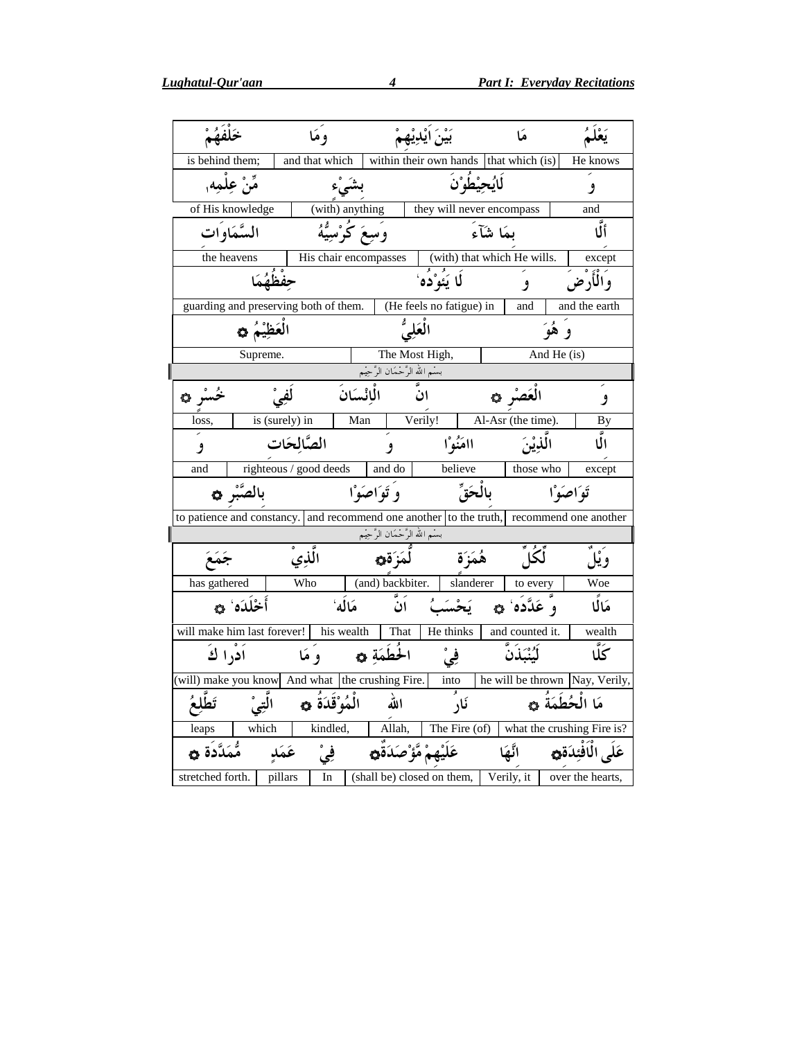| خَلْفَهُمْ | وَمَا | بَيْنَ اَيْدِيْهِمْ | مَا | يَعْلَمُ |
| --- | --- | --- | --- | --- |
| is behind them; | and that which | within their own hands | that which (is) | He knows |

| مِّنْ عِلْمِهٖ | بِشَيْءٍ | لَايُحِيْطُوْنَ | وَ |
| --- | --- | --- | --- |
| of His knowledge | (with) anything | they will never encompass | and |

| السَّمَاوَاتِ | وَسِعَ كُرْسِيُّهُ | بِمَا شَآءَ | أَلَّا |
| --- | --- | --- | --- |
| the heavens | His chair encompasses | (with) that which He wills. | except |

| حِفْظُهُمَا | لَا يَئُوْدُهٗ | وَ | وَالْأَرْضَ |
| --- | --- | --- | --- |
| guarding and preserving both of them. | (He feels no fatigue) in | and | and the earth |

| الْعَظِيْمُ ۞ | الْعَلِيُّ | وَ هُوَ |
| --- | --- | --- |
| Supreme. | The Most High, | And He (is) |

بسم الله الرَّحْمَان الرَّحِيْم

| خُسْرٍ ۞ | لَفِيْ | الْاِنْسَانَ | اِنَّ | الْعَصْرِ ۞ | وَ |
| --- | --- | --- | --- | --- | --- |
| loss, | is (surely) in | Man | Verily! | Al-Asr (the time). | By |

| وَ | الصَّالِحَات | وَ | اٰمَنُوْا | الَّذِيْنَ | اِلَّا |
| --- | --- | --- | --- | --- | --- |
| and | righteous / good deeds | and do | believe | those who | except |

| بِالصَّبْرِ ۞ | وَتَوَاصَوْا | بِالْحَقِّ | تَوَاصَوْا |
| --- | --- | --- | --- |
| to patience and constancy. | and recommend one another | to the truth, | recommend one another |

بسم الله الرَّحْمَان الرَّحِيْم

| جَمَعَ | الَّذِيْ | لُّمَزَةِ۞ | هُمَزَةٍ | لِّكُلِّ | وَيْلٌ |
| --- | --- | --- | --- | --- | --- |
| has gathered | Who | (and) backbiter. | slanderer | to every | Woe |

| أَخْلَدَهٗ ۞ | مَالَهٗ | اَنَّ | يَحْسَبُ | وَّ عَدَّدَهٗ ۞ | مَالًا |
| --- | --- | --- | --- | --- | --- |
| will make him last forever! | his wealth | That | He thinks | and counted it. | wealth |

| اَدْرٰىكَ | وَ مَا | الْحُطَمَةِ ۞ | فِيْ | لَيُنْبَذَنَّ | كَلَّا |
| --- | --- | --- | --- | --- | --- |
| (will) make you know | And what | the crushing Fire. | into | he will be thrown | Nay, Verily, |

| تَطَّلِعُ | الَّتِيْ | الْمُوْقَدَةُ ۞ | اللهِ | نَارُ | مَا الْحُطَمَةُ ۞ |
| --- | --- | --- | --- | --- | --- |
| leaps | which | kindled, | Allah, | The Fire (of) | what the crushing Fire is? |

| مُّمَدَّدَةٍ ۞ | عَمَدٍ | فِيْ | عَلَيْهِمْ مُّؤْصَدَةٌ | اِنَّهَا | عَلَى الْاَفْئِدَةِ۞ |
| --- | --- | --- | --- | --- | --- |
| stretched forth. | pillars | In | (shall be) closed on them, | Verily, it | over the hearts, |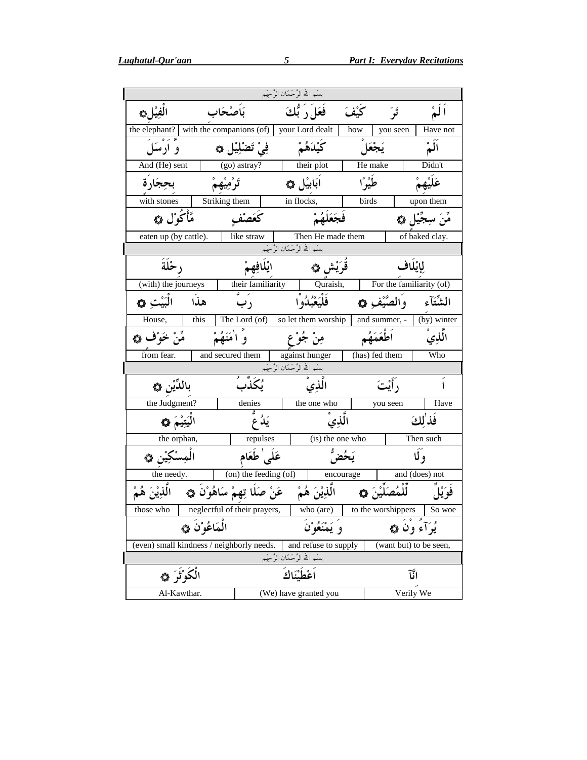| بسم الله الرّحمٰن الرّحيم | | | | | |
|---|---|---|---|---|---|
| الْفِيْلِ ۞ | بِاَصْحٰبِ | فَعَلَ رَبُّكَ | كَيْفَ | تَرَ | اَلَمْ |
| the elephant? | with the companions (of) | your Lord dealt | how | you seen | Have not |
| وَّ اَرْسَلَ | فِيْ تَضْلِيْلٍ ۞ | كَيْدَهُمْ | يَجْعَلْ | اَلَمْ | |
| And (He) sent | (go) astray? | their plot | He make | Didn't | |
| بِحِجَارَةٍ | تَرْمِيْهِمْ | اَبَابِيْلَ ۞ | طَيْرًا | عَلَيْهِمْ | |
| with stones | Striking them | in flocks, | birds | upon them | |
| مَّأْكُوْلٍ ۞ | كَعَصْفٍ | فَجَعَلَهُمْ | مِّنْ سِجِّيْلٍ ۞ | | |
| eaten up (by cattle). | like straw | Then He made them | of baked clay. | | |

| بسم الله الرّحمٰن الرّحيم | | | | | |
|---|---|---|---|---|---|
| رِحْلَةَ | اِيْلٰفِهِمْ | قُرَيْشٍ ۞ | لِاِيْلٰفِ | | |
| (with) the journeys | their familiarity | Quraish, | For the familiarity (of) | | |
| الْبَيْتِ ۞ | هٰذَا | رَبَّ | فَلْيَعْبُدُوْا | وَالصَّيْفِ ۞ | الشِّتَآءِ |
| House, | this | The Lord (of) | so let them worship | and summer, - | (by) winter |
| مِّنْ خَوْفٍ ۞ | وَّ اٰمَنَهُمْ | مِنْ جُوْعٍ | اَطْعَمَهُمْ | الَّذِيْ | |
| from fear. | and secured them | against hunger | (has) fed them | Who | |

| بسم الله الرّحمٰن الرّحيم | | | | |
|---|---|---|---|---|
| بِالدِّيْنِ ۞ | يُكَذِّبُ | الَّذِيْ | رَأَيْتَ | اَ |
| the Judgment? | denies | the one who | you seen | Have |
| الْيَتِيْمَ ۞ | يَدُعُّ | الَّذِيْ | فَذٰلِكَ | |
| the orphan, | repulses | (is) the one who | Then such | |
| الْمِسْكِيْنِ ۞ | عَلٰى طَعَامِ | يَحُضُّ | وَلَا | |
| the needy. | (on) the feeding (of) | encourage | and (does) not | |
| الَّذِيْنَ هُمْ | عَنْ صَلَاتِهِمْ سَاهُوْنَ ۞ | الَّذِيْنَ هُمْ | لِّلْمُصَلِّيْنَ ۞ | فَوَيْلٌ |
| those who | neglectful of their prayers, | who (are) | to the worshippers | So woe |
| الْمَاعُوْنَ ۞ | وَيَمْنَعُوْنَ | يُرَآءُوْنَ ۞ | | |
| (even) small kindness / neighborly needs. | and refuse to supply | (want but) to be seen, | | |

| بسم الله الرّحمٰن الرّحيم | | |
|---|---|---|
| الْكَوْثَرَ ۞ | اَعْطَيْنٰكَ | اِنَّآ |
| Al-Kawthar. | (We) have granted you | Verily We |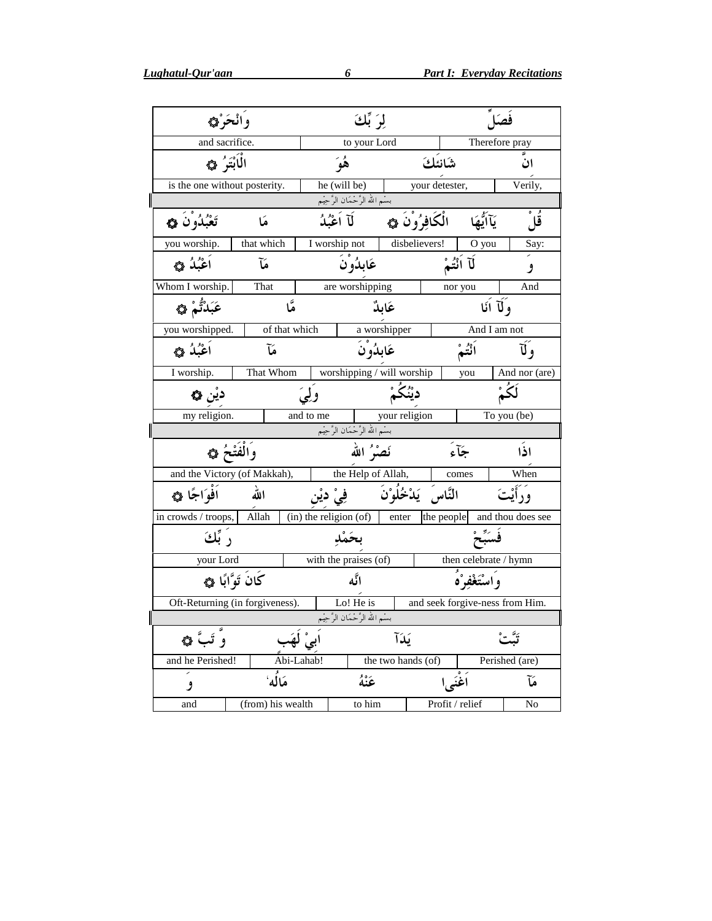| وَانْحَرْ ۞ | لِرَبِّكَ | فَصَلِّ |
|---|---|---|
| and sacrifice. | to your Lord | Therefore pray |

| الْاَبْتَرُ ۞ | هُوَ | شَانِئَكَ | اِنَّ |
|---|---|---|---|
| is the one without posterity. | he (will be) | your detester, | Verily, |

بِسْمِ اللهِ الرَّحْمٰنِ الرَّحِيْمِ

| تَعْبُدُوْنَ ۞ | مَا | لَآ اَعْبُدُ | الْكَافِرُوْنَ ۞ | يَآاَيُّهَا | قُلْ |
|---|---|---|---|---|---|
| you worship. | that which | I worship not | disbelievers! | O you | Say: |

| اَعْبُدُ ۞ | مَآ | عَابِدُوْنَ | لَآ اَنْتُمْ | وَ |
|---|---|---|---|---|
| Whom I worship. | That | are worshipping | nor you | And |

| عَبَدْتُّمْ ۞ | مَّا | عَابِدٌ | وَلَآ اَنَا |
|---|---|---|---|
| you worshipped. | of that which | a worshipper | And I am not |

| اَعْبُدُ ۞ | مَآ | عَابِدُوْنَ | اَنْتُمْ | وَلَآ |
|---|---|---|---|---|
| I worship. | That Whom | worshipping / will worship | you | And nor (are) |

| دِيْنِ ۞ | وَلِيَ | دِيْنُكُمْ | لَكُمْ |
|---|---|---|---|
| my religion. | and to me | your religion | To you (be) |

بِسْمِ اللهِ الرَّحْمٰنِ الرَّحِيْمِ

| وَالْفَتْحُ ۞ | نَصْرُ اللهِ | جَآءَ | اِذَا |
|---|---|---|---|
| and the Victory (of Makkah), | the Help of Allah, | comes | When |

| اَفْوَاجًا ۞ | اللهِ | فِيْ دِيْنِ | يَدْخُلُوْنَ | النَّاسَ | وَرَأَيْتَ |
|---|---|---|---|---|---|
| in crowds / troops, | Allah | (in) the religion (of) | enter | the people | and thou does see |

| رَبِّكَ | بِحَمْدِ | فَسَبِّحْ |
|---|---|---|
| your Lord | with the praises (of) | then celebrate / hymn |

| كَانَ تَوَّابًا ۞ | اِنَّه | وَاسْتَغْفِرْهُ |
|---|---|---|
| Oft-Returning (in forgiveness). | Lo! He is | and seek forgive-ness from Him. |

بِسْمِ اللهِ الرَّحْمٰنِ الرَّحِيْمِ

| وَّ تَبَّ ۞ | اَبِيْ لَهَبٍ | يَدَآ | تَبَّتْ |
|---|---|---|---|
| and he Perished! | Abi-Lahab! | the two hands (of) | Perished (are) |

| وَ | مَالُه' | عَنْهُ | اَغْنَىٰ | مَآ |
|---|---|---|---|---|
| and | (from) his wealth | to him | Profit / relief | No |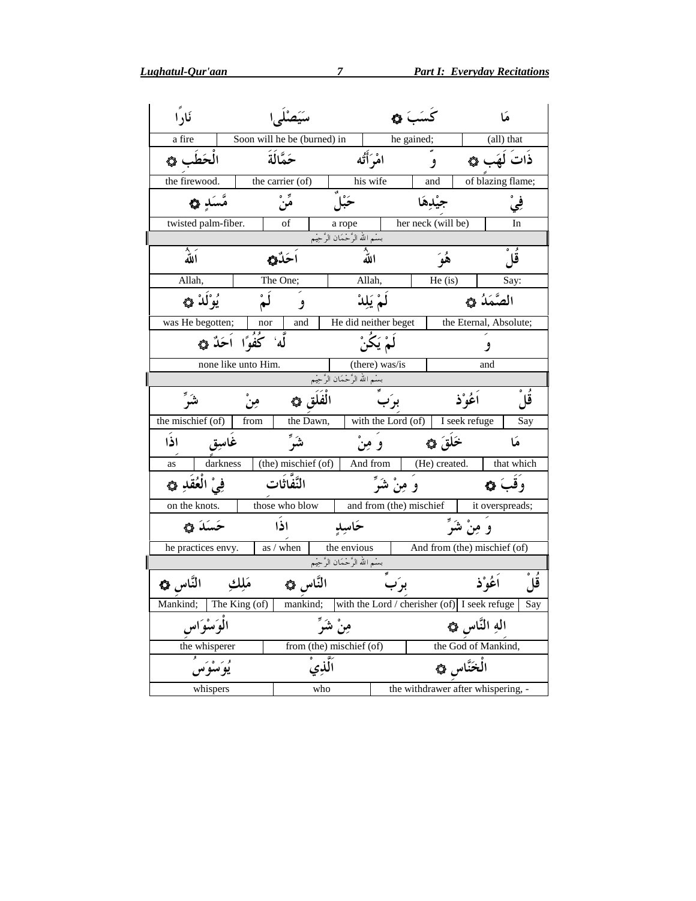| نَارًا | سَيَصْلَىٰ | كَسَبَ ۞ | مَا |
|---|---|---|---|
| a fire | Soon will he be (burned) in | he gained; | (all) that |

| الْحَطَبِ ۞ | حَمَّالَةَ | امْرَأَتُه | وَّ | ذَاتَ لَهَبٍ ۞ |
|---|---|---|---|---|
| the firewood. | the carrier (of) | his wife | and | of blazing flame; |

| مَّسَدٍ ۞ | مِّنْ | حَبْلٌ | جِيْدِهَا | فِيْ |
|---|---|---|---|---|
| twisted palm-fiber. | of | a rope | her neck (will be) | In |

بسْمِ اللهِ الرَّحْمَانِ الرَّحِيْمِ

| اَللهُ | اَحَدٌ ۞ | اللهُ | هُوَ | قُلْ |
|---|---|---|---|---|
| Allah, | The One; | Allah, | He (is) | Say: |

| يُوْلَدْ ۞ | لَمْ | وَ | لَمْ يَلِدْ | الصَّمَدُ ۞ |
|---|---|---|---|---|
| was He begotten; | nor | and | He did neither beget | the Eternal, Absolute; |

| لَّهُ كُفُوًا اَحَدٌ ۞ | لَمْ يَكُنْ | وَ |
|---|---|---|
| none like unto Him. | (there) was/is | and |

بسْمِ اللهِ الرَّحْمَانِ الرَّحِيْمِ

| شَرِّ | مِنْ | الْفَلَقِ ۞ | بِرَبِّ | اَعُوْذُ | قُلْ |
|---|---|---|---|---|---|
| the mischief (of) | from | the Dawn, | with the Lord (of) | I seek refuge | Say |

| اِذَا | غَاسِقٍ | شَرِّ | وَ مِنْ | خَلَقَ ۞ | مَا |
|---|---|---|---|---|---|
| as | darkness | (the) mischief (of) | And from | (He) created. | that which |

| فِيْ الْعُقَدِ ۞ | النَّفَّاثَاتِ | وَ مِنْ شَرِّ | وَقَبَ ۞ |
|---|---|---|---|
| on the knots. | those who blow | and from (the) mischief | it overspreads; |

| حَسَدَ ۞ | اِذَا | حَاسِدٍ | وَ مِنْ شَرِّ |
|---|---|---|---|
| he practices envy. | as / when | the envious | And from (the) mischief (of) |

بسْمِ اللهِ الرَّحْمَانِ الرَّحِيْمِ

| النَّاسِ ۞ | مَلِكِ | النَّاسِ ۞ | بِرَبِّ | اَعُوْذُ | قُلْ |
|---|---|---|---|---|---|
| Mankind; | The King (of) | mankind; | with the Lord / cherisher (of) | I seek refuge | Say |

| الْوَسْوَاسِ | مِنْ شَرِّ | اِلٰهِ النَّاسِ ۞ |
|---|---|---|
| the whisperer | from (the) mischief (of) | the God of Mankind, |

| يُوَسْوِسُ | اَلَّذِيْ | الْخَنَّاسِ ۞ |
|---|---|---|
| whispers | who | the withdrawer after whispering, - |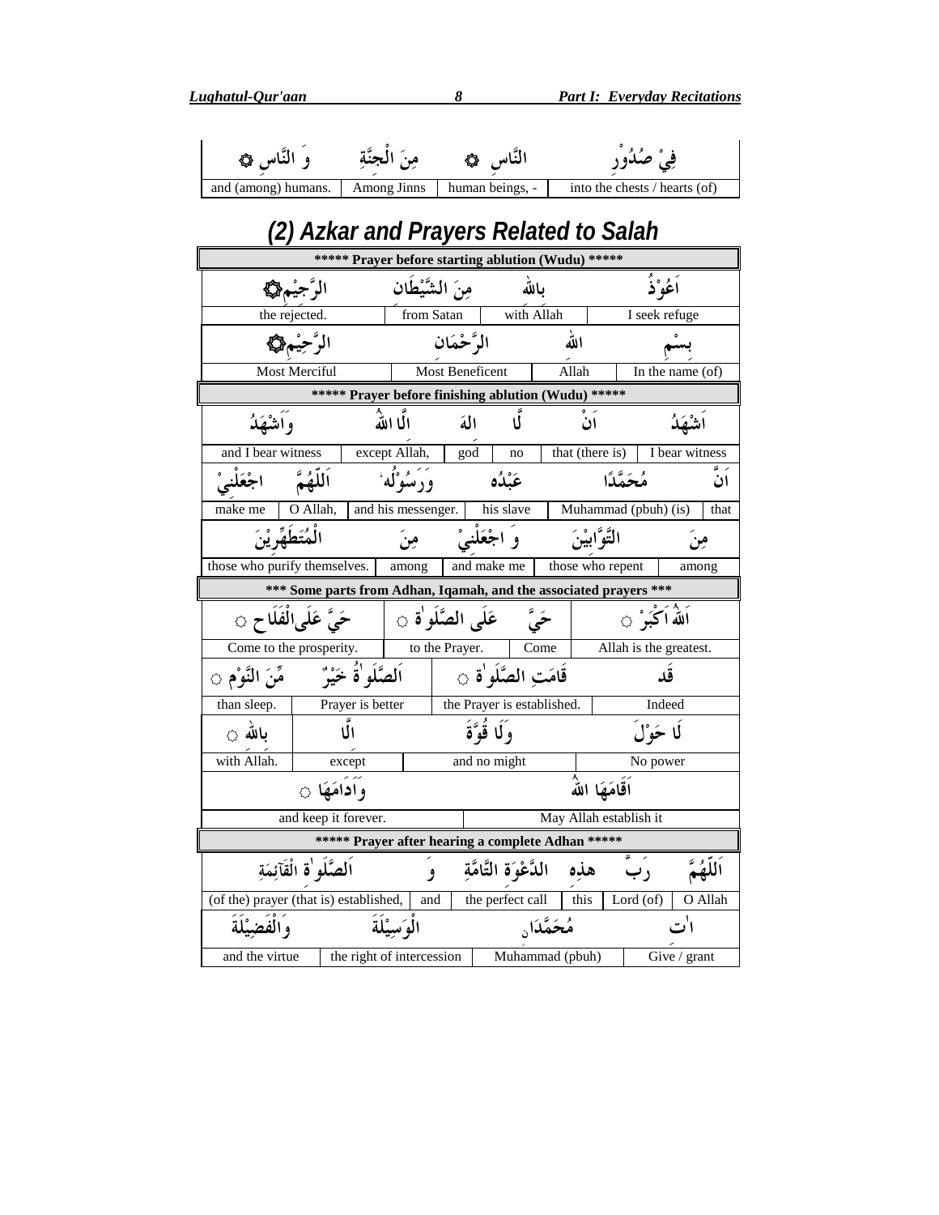| وَ النَّاسِ ۞ | مِنَ الْجِنَّةِ | النَّاسِ ۞ | فِيْ صُدُوْرِ |
|---|---|---|---|
| and (among) humans. | Among Jinns | human beings, - | into the chests / hearts (of) |

## (2) Azkar and Prayers Related to Salah

***** Prayer before starting ablution (Wudu) *****

| الرَّجِيْمِ۞ | مِنَ الشَّيْطَان | بِاللهِ | اَعُوْذُ |
|---|---|---|---|
| the rejected. | from Satan | with Allah | I seek refuge |
| الرَّحِيْمِ۞ | الرَّحْمَان | اللهِ | بِسْمِ |
| Most Merciful | Most Beneficent | Allah | In the name (of) |

***** Prayer before finishing ablution (Wudu) *****

| وَاَشْهَدُ | اِلَّا اللهُ | اِلٰهَ | لَا | اَنْ | اَشْهَدُ |
|---|---|---|---|---|---|
| and I bear witness | except Allah, | god | no | that (there is) | I bear witness |

| اجْعَلْنِيْ | اَللّٰهُمَّ | وَرَسُوْلُهٗ | عَبْدُهٗ | مُحَمَّدًا | اَنَّ |
|---|---|---|---|---|---|
| make me | O Allah, | and his messenger. | his slave | Muhammad (pbuh) (is) | that |

| الْمُتَطَهِّرِيْنَ | مِنَ | وَ اجْعَلْنِيْ | التَّوَّابِيْنَ | مِنَ |
|---|---|---|---|---|
| those who purify themselves. | among | and make me | those who repent | among |

*** Some parts from Adhan, Iqamah, and the associated prayers ***

| حَيَّ عَلَى الْفَلَاح ○ | عَلَى الصَّلٰوة ○ | حَيَّ | اَللهُ اَكْبَرْ ○ |
|---|---|---|---|
| Come to the prosperity. | to the Prayer. | Come | Allah is the greatest. |

| مِّنَ النَّوْمِ ○ | اَلصَّلٰوةُ خَيْرٌ | قَامَتِ الصَّلٰوة ○ | قَد |
|---|---|---|---|
| than sleep. | Prayer is better | the Prayer is established. | Indeed |

| بِاللهِ ○ | اِلَّا | وَلَا قُوَّةَ | لَا حَوْلَ |
|---|---|---|---|
| with Allah. | except | and no might | No power |

| وَاَدَامَهَا ○ | اَقَامَهَا اللهُ |
|---|---|
| and keep it forever. | May Allah establish it |

***** Prayer after hearing a complete Adhan *****

| اَلصَّلٰوة الْقَآئِمَةِ | وَ | الدَّعْوَة التَّامَّةِ | هٰذِهِ | رَبَّ | اَللّٰهُمَّ |
|---|---|---|---|---|---|
| (of the) prayer (that is) established, | and | the perfect call | this | Lord (of) | O Allah |

| وَالْفَضِيْلَةَ | الْوَسِيْلَةَ | مُحَمَّدَانِ | اٰتِ |
|---|---|---|---|
| and the virtue | the right of intercession | Muhammad (pbuh) | Give / grant |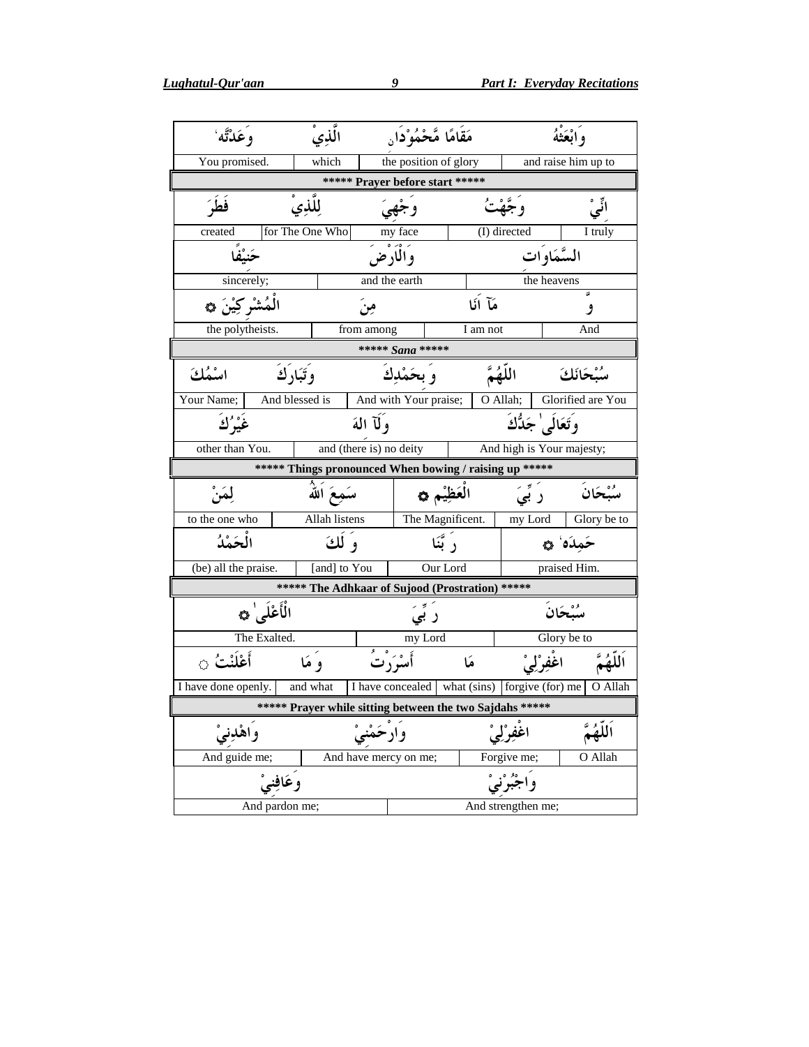| وَعَدْتَّهٗ | الَّذِيْ | مَقَامًا مَّحْمُوْدَانِ | وَابْعَثْهُ |
|---|---|---|---|
| You promised. | which | the position of glory | and raise him up to |

***** Prayer before start *****

| فَطَرَ | لِلَّذِيْ | وَجْهِيَ | وَجَّهْتُ | اِنِّيْ |
|---|---|---|---|---|
| created | for The One Who | my face | (I) directed | I truly |

| حَنِيْفًا | وَالْاَرْضَ | السَّمَاوَات |
|---|---|---|
| sincerely; | and the earth | the heavens |

| الْمُشْرِكِيْنَ ۞ | مِنَ | مَآ اَنَا | وَّ |
|---|---|---|---|
| the polytheists. | from among | I am not | And |

***** *Sana* *****

| اسْمُكَ | وَتَبَارَكَ | وَبِحَمْدِكَ | اللّٰهُمَّ | سُبْحَانَكَ |
|---|---|---|---|---|
| Your Name; | And blessed is | And with Your praise; | O Allah; | Glorified are You |

| غَيْرُكَ | وَلَآ اِلٰهَ | وَتَعَالٰى جَدُّكَ |
|---|---|---|
| other than You. | and (there is) no deity | And high is Your majesty; |

***** Things pronounced When bowing / raising up *****

| لِمَنْ | سَمِعَ اللّٰهُ | الْعَظِيْم ۞ | رَبِّيَ | سُبْحَانَ |
|---|---|---|---|---|
| to the one who | Allah listens | The Magnificent. | my Lord | Glory be to |

| الْحَمْدُ | وَلَكَ | رَبَّنَا | حَمِدَهٗ ۞ |
|---|---|---|---|
| (be) all the praise. | [and] to You | Our Lord | praised Him. |

***** The Adhkaar of Sujood (Prostration) *****

| الْأَعْلٰى ۞ | رَبِّيَ | سُبْحَانَ |
|---|---|---|
| The Exalted. | my Lord | Glory be to |

| أَعْلَنْتُ ۞ | وَمَا | أَسْرَرْتُ | مَا | اغْفِرْلِيْ | اَللّٰهُمَّ |
|---|---|---|---|---|---|
| I have done openly. | and what | I have concealed | what (sins) | forgive (for) me | O Allah |

***** Prayer while sitting between the two Sajdahs *****

| وَاهْدِنِيْ | وَارْحَمْنِيْ | اغْفِرْلِيْ | اَللّٰهُمَّ |
|---|---|---|---|
| And guide me; | And have mercy on me; | Forgive me; | O Allah |

| وَعَافِنِيْ | وَاجْبُرْنِيْ |
|---|---|
| And pardon me; | And strengthen me; |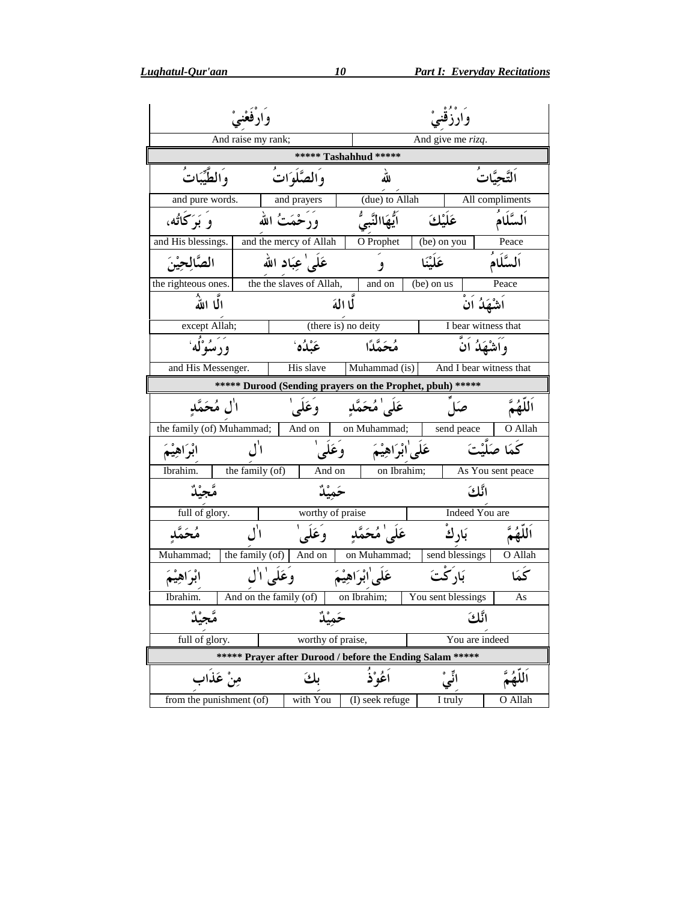| وَارْفَعْنِيْ | وَارْزُقْنِيْ |
|---|---|
| And raise my rank; | And give me *rizq*. |

***** Tashahhud *****

| وَالطَّيِّبَاتُ | وَالصَّلَوَاتُ | لِلّٰهِ | اَلتَّحِيَّاتُ |
|---|---|---|---|
| and pure words. | and prayers | (due) to Allah | All compliments |

| وَ بَرَكَاتُه، | وَرَحْمَتُ اللهِ | اَيُّهَاالنَّبِيُّ | عَلَيْكَ | اَلسَّلَامُ |
|---|---|---|---|---|
| and His blessings. | and the mercy of Allah | O Prophet | (be) on you | Peace |

| الصَّالِحِيْنَ | عَلٰى عِبَادِ اللهِ | وَ | عَلَيْنَا | اَلسَّلَامُ |
|---|---|---|---|---|
| the righteous ones. | the the slaves of Allah, | and on | (be) on us | Peace |

| اِلَّا اللّٰهُ | لَا اِلٰهَ | اَشْهَدُ اَنْ |
|---|---|---|
| except Allah; | (there is) no deity | I bear witness that |

| وَرَسُوْلُه، | عَبْدُه، | مُحَمَّدًا | وَاَشْهَدُ اَنَّ |
|---|---|---|---|
| and His Messenger. | His slave | Muhammad (is) | And I bear witness that |

***** Durood (Sending prayers on the Prophet, pbuh) *****

| اٰلِ مُحَمَّدٍ | وَعَلٰى | عَلٰى مُحَمَّدٍ | صَلِّ | اَللّٰهُمَّ |
|---|---|---|---|---|
| the family (of) Muhammad; | And on | on Muhammad; | send peace | O Allah |

| اِبْرَاهِيْمَ | اٰلِ | وَعَلٰى | عَلٰى اِبْرَاهِيْمَ | كَمَا صَلَّيْتَ |
|---|---|---|---|---|
| Ibrahim. | the family (of) | And on | on Ibrahim; | As You sent peace |

| مَّجِيْدٌ | حَمِيْدٌ | اِنَّكَ |
|---|---|---|
| full of glory. | worthy of praise | Indeed You are |

| مُحَمَّدٍ | اٰلِ | وَعَلٰى | عَلٰى مُحَمَّدٍ | بَارِكْ | اَللّٰهُمَّ |
|---|---|---|---|---|---|
| Muhammad; | the family (of) | And on | on Muhammad; | send blessings | O Allah |

| اِبْرَاهِيْمَ | وَعَلٰى اٰلِ | عَلٰى اِبْرَاهِيْمَ | بَارَكْتَ | كَمَا |
|---|---|---|---|---|
| Ibrahim. | And on the family (of) | on Ibrahim; | You sent blessings | As |

| مَّجِيْدٌ | حَمِيْدٌ | اِنَّكَ |
|---|---|---|
| full of glory. | worthy of praise, | You are indeed |

***** Prayer after Durood / before the Ending Salam *****

| مِنْ عَذَابِ | بِكَ | اَعُوْذُ | اِنِّيْ | اَللّٰهُمَّ |
|---|---|---|---|---|
| from the punishment (of) | with You | (I) seek refuge | I truly | O Allah |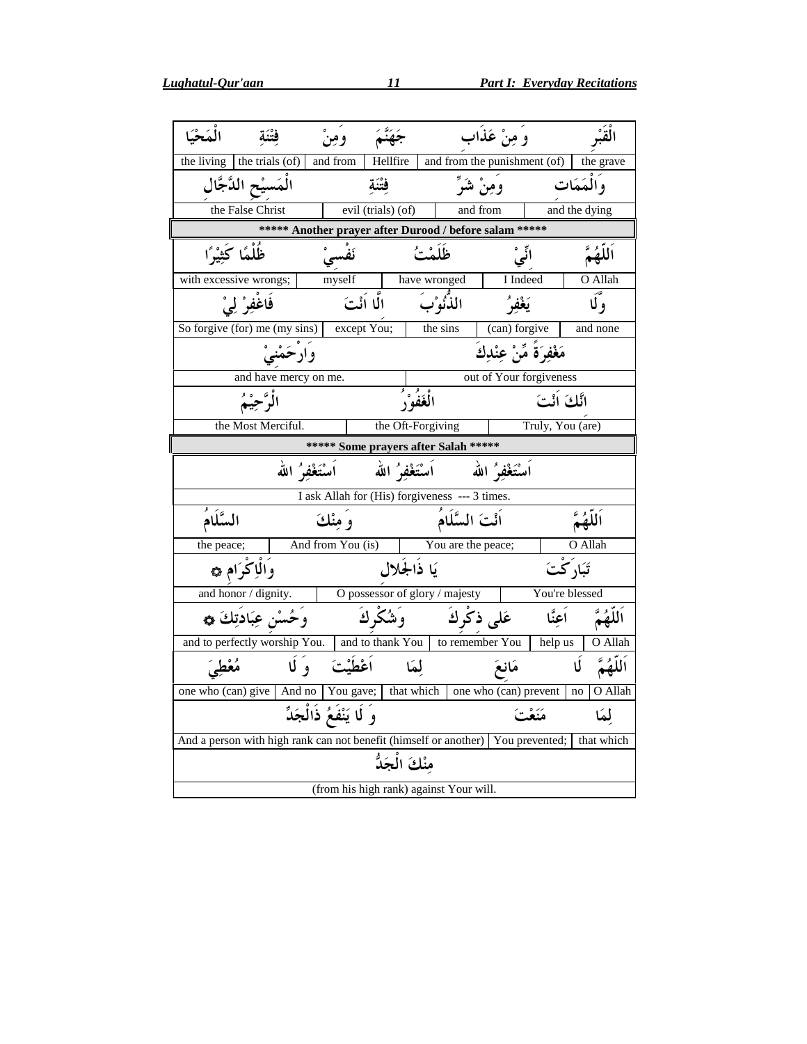| الْمَحْيَا | فِتْنَةِ | وَمِنْ | جَهَنَّمَ | وَ مِنْ عَذَابِ | الْقَبْرِ |
|---|---|---|---|---|---|
| the living | the trials (of) | and from | Hellfire | and from the punishment (of) | the grave |

| الْمَسِيْحِ الدَّجَّالِ | فِتْنَةِ | وَمِنْ شَرِّ | وَالْمَمَاتِ |
|---|---|---|---|
| the False Christ | evil (trials) (of) | and from | and the dying |

***** Another prayer after Durood / before salam *****

| ظُلْمًا كَثِيْرًا | نَفْسِيْ | ظَلَمْتُ | اِنِّيْ | اَللّٰهُمَّ |
|---|---|---|---|---|
| with excessive wrongs; | myself | have wronged | I Indeed | O Allah |

| فَاغْفِرْ لِيْ | اِلَّا اَنْتَ | الذُّنُوْبَ | يَغْفِرُ | وَلَا |
|---|---|---|---|---|
| So forgive (for) me (my sins) | except You; | the sins | (can) forgive | and none |

| وَارْحَمْنِيْ | مَغْفِرَةً مِّنْ عِنْدِكَ |
|---|---|
| and have mercy on me. | out of Your forgiveness |

| الرَّحِيْمُ | الْغَفُوْرُ | اِنَّكَ اَنْتَ |
|---|---|---|
| the Most Merciful. | the Oft-Forgiving | Truly, You (are) |

***** Some prayers after Salah *****

| اَسْتَغْفِرُ اللهَ اَسْتَغْفِرُ اللهَ اَسْتَغْفِرُ اللهَ |
|---|
| I ask Allah for (His) forgiveness --- 3 times. |

| السَّلَامُ | وَ مِنْكَ | اَنْتَ السَّلَامُ | اَللّٰهُمَّ |
|---|---|---|---|
| the peace; | And from You (is) | You are the peace; | O Allah |

| وَالْاِكْرَامِ ۞ | يَا ذَاالْجَلَالِ | تَبَارَكْتَ |
|---|---|---|
| and honor / dignity. | O possessor of glory / majesty | You're blessed |

| وَحُسْنِ عِبَادَتِكَ ۞ | وَشُكْرِكَ | عَلٰى ذِكْرِكَ | اَعِنَّا | اَللّٰهُمَّ |
|---|---|---|---|---|
| and to perfectly worship You. | and to thank You | to remember You | help us | O Allah |

| مُعْطِيَ | وَ لَا | اَعْطَيْتَ | لِمَا | مَانِعَ | لَا | اَللّٰهُمَّ |
|---|---|---|---|---|---|---|
| one who (can) give | And no | You gave; | that which | one who (can) prevent | no | O Allah |

| وَ لَا يَنْفَعُ ذَالْجَدِّ | مَنَعْتَ | لِمَا |
|---|---|---|
| And a person with high rank can not benefit (himself or another) | You prevented; | that which |

| مِنْكَ الْجَدُّ |
|---|
| (from his high rank) against Your will. |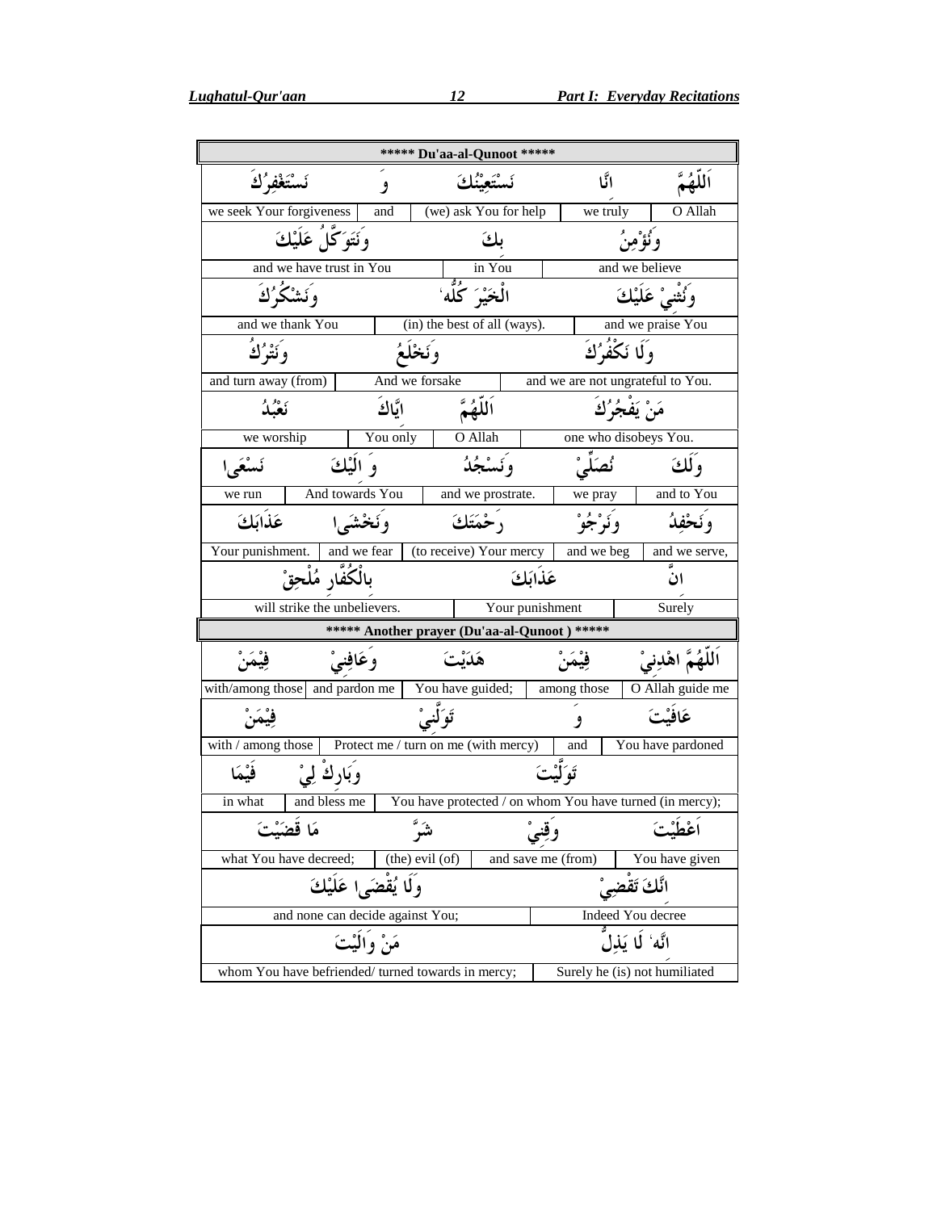| ***** Du'aa-al-Qunoot ***** | | | | |
|---|---|---|---|---|
| نَسْتَغْفِرُكَ | وَ | نَسْتَعِيْنُكَ | اِنَّا | اَللّٰهُمَّ |
| we seek Your forgiveness | and | (we) ask You for help | we truly | O Allah |
| وَنَتَوَكَّلُ عَلَيْكَ | | بِكَ | وَنُؤْمِنُ | |
| and we have trust in You | | in You | and we believe | |
| وَنَشْكُرُكَ | | الْخَيْرَ كُلَّهٗ | وَنُثْنِيْ عَلَيْكَ | |
| and we thank You | | (in) the best of all (ways). | and we praise You | |
| وَنَتْرُكُ | | وَنَخْلَعُ | وَلَا نَكْفُرُكَ | |
| and turn away (from) | | And we forsake | and we are not ungrateful to You. | |
| نَعْبُدُ | اِيَّاكَ | اَللّٰهُمَّ | مَنْ يَفْجُرُكَ | |
| we worship | You only | O Allah | one who disobeys You. | |
| نَسْعٰى | وَ اِلَيْكَ | وَنَسْجُدُ | نُصَلِّيْ | وَلَكَ |
| we run | And towards You | and we prostrate. | we pray | and to You |
| عَذَابَكَ | وَنَخْشٰى | رَحْمَتَكَ | وَنَرْجُوْ | وَنَحْفِدُ |
| Your punishment. | and we fear | (to receive) Your mercy | and we beg | and we serve, |
| بِالْكُفَّارِ مُلْحِقٌ | | عَذَابَكَ | | اِنَّ |
| will strike the unbelievers. | | Your punishment | | Surely |

| ***** Another prayer (Du'aa-al-Qunoot ) ***** | | | | |
|---|---|---|---|---|
| فِيْمَنْ | وَعَافِنِيْ | هَدَيْتَ | فِيْمَنْ | اَللّٰهُمَّ اهْدِنِيْ |
| with/among those | and pardon me | You have guided; | among those | O Allah guide me |
| فِيْمَنْ | | تَوَلَّنِيْ | وَ | عَافَيْتَ |
| with / among those | | Protect me / turn on me (with mercy) | and | You have pardoned |
| فِيْمَا | وَبَارِكْ لِيْ | تَوَلَّيْتَ | | |
| in what | and bless me | You have protected / on whom You have turned (in mercy); | | |
| مَا قَضَيْتَ | | شَرَّ | وَقِنِيْ | اَعْطَيْتَ |
| what You have decreed; | | (the) evil (of) | and save me (from) | You have given |
| وَلَا يُقْضٰى عَلَيْكَ | | | اِنَّكَ تَقْضِيْ | |
| and none can decide against You; | | | Indeed You decree | |
| مَنْ وَالَيْتَ | | | اِنَّهٗ لَا يَذِلُّ | |
| whom You have befriended/ turned towards in mercy; | | | Surely he (is) not humiliated | |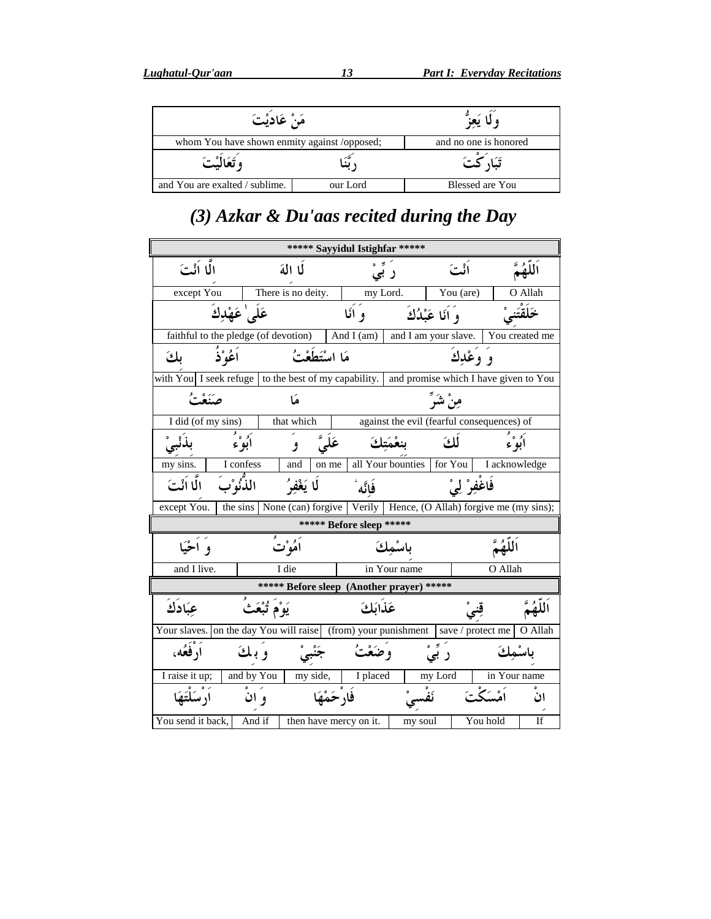| مَنْ عَادَيْتَ | | وَلَا يَعِزُّ |
|---|---|---|
| whom You have shown enmity against /opposed; | | and no one is honored |
| وَتَعَالَيْتَ | رَبَّنَا | تَبَارَكْتَ |
| and You are exalted / sublime. | our Lord | Blessed are You |

## (3) Azkar & Du'aas recited during the Day

**\*\*\*\*\* Sayyidul Istighfar \*\*\*\*\***

| اِلَّا اَنْتَ | لَا اِلٰهَ | رَبِّيْ | اَنْتَ | اَللّٰهُمَّ |
|---|---|---|---|---|
| except You | There is no deity. | my Lord. | You (are) | O Allah |

| عَلٰى عَهْدِكَ | وَ اَنَا | وَ اَنَا عَبْدُكَ | خَلَقْتَنِيْ |
|---|---|---|---|
| faithful to the pledge (of devotion) | And I (am) | and I am your slave. | You created me |

| بِكَ | اَعُوْذُ | مَا اسْتَطَعْتُ | وَ وَعْدِكَ |
|---|---|---|---|
| with You | I seek refuge | to the best of my capability. | and promise which I have given to You |

| صَنَعْتُ | مَا | مِنْ شَرِّ |
|---|---|---|
| I did (of my sins) | that which | against the evil (fearful consequences) of |

| بِذَنْبِيْ | اَبُوْءُ | وَ | عَلَيَّ | بِنِعْمَتِكَ | لَكَ | اَبُوْءُ |
|---|---|---|---|---|---|---|
| my sins. | I confess | and | on me | all Your bounties | for You | I acknowledge |

| اِلَّا اَنْتَ | الذُّنُوْبَ | لَا يَغْفِرُ | فَاِنَّهٗ | فَاغْفِرْ لِيْ |
|---|---|---|---|---|
| except You. | the sins | None (can) forgive | Verily | Hence, (O Allah) forgive me (my sins); |

**\*\*\*\*\* Before sleep \*\*\*\*\***

| وَ اَحْيَا | اَمُوْتُ | بِاسْمِكَ | اَللّٰهُمَّ |
|---|---|---|---|
| and I live. | I die | in Your name | O Allah |

**\*\*\*\*\* Before sleep (Another prayer) \*\*\*\*\***

| عِبَادَكَ | يَوْمَ تُبْعَثُ | عَذَابَكَ | قِنِيْ | اَللّٰهُمَّ |
|---|---|---|---|---|
| Your slaves. | on the day You will raise | (from) your punishment | save / protect me | O Allah |

| اَرْفَعُهٗ، | وَ بِكَ | جَنْبِيْ | وَضَعْتُ | رَبِّيْ | بِاسْمِكَ |
|---|---|---|---|---|---|
| I raise it up; | and by You | my side, | I placed | my Lord | in Your name |

| اَرْسَلْتَهَا | وَ اِنْ | فَارْحَمْهَا | نَفْسِيْ | اَمْسَكْتَ | اِنْ |
|---|---|---|---|---|---|
| You send it back, | And if | then have mercy on it. | my soul | You hold | If |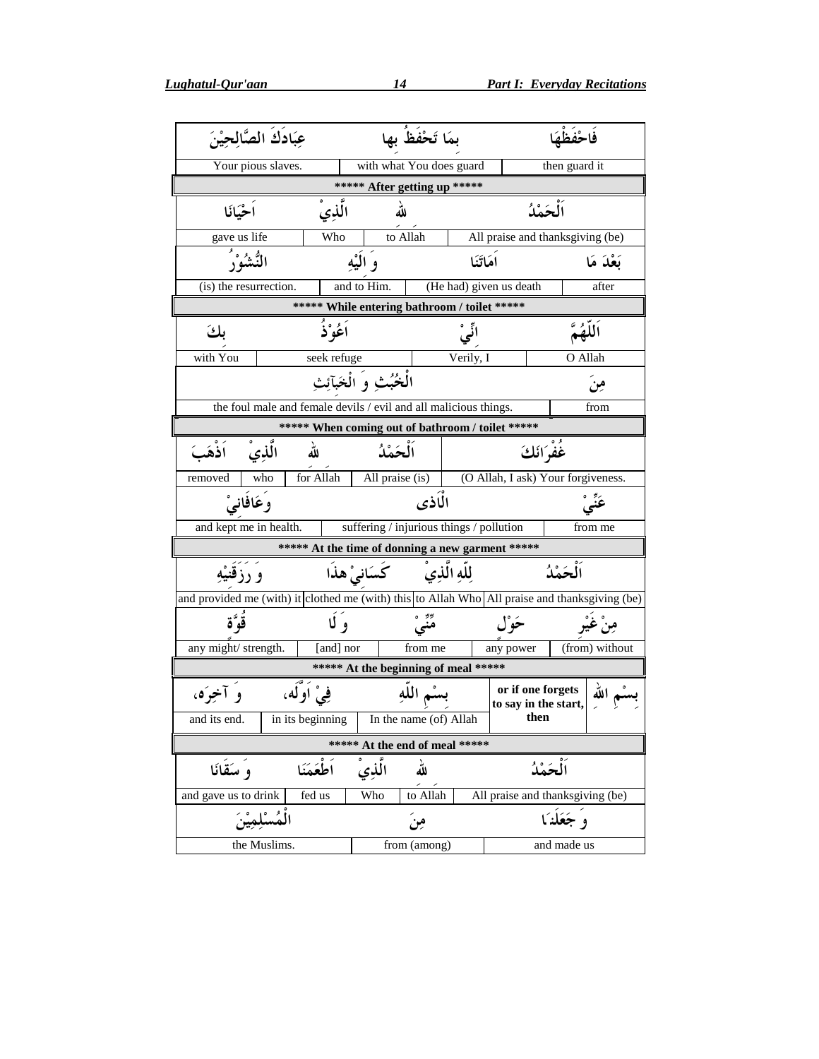| عِبَادَكَ الصَّالِحِيْنَ | | بِمَا تَحْفَظُ بِها | | فَاحْفَظْهَا |
|---|---|---|---|---|
| Your pious slaves. | | with what You does guard | | then guard it |

***** After getting up *****

| اَحْيَانَا | الَّذِيْ | لله | اَلْحَمْدُ |
|---|---|---|---|
| gave us life | Who | to Allah | All praise and thanksgiving (be) |
| النُّشُوْرُ | وَ اِلَيْهِ | اَمَاتَنَا | بَعْدَ مَا |
| (is) the resurrection. | and to Him. | (He had) given us death | after |

***** While entering bathroom / toilet *****

| بِكَ | اَعُوْذُ | اِنِّيْ | اَللّٰهُمَّ |
|---|---|---|---|
| with You | seek refuge | Verily, I | O Allah |

| الْخُبُثِ وَ الْخَبَآئِثِ | مِنَ |
|---|---|
| the foul male and female devils / evil and all malicious things. | from |

***** When coming out of bathroom / toilet *****

| اَذْهَبَ | الَّذِيْ | لله | اَلْحَمْدُ | غُفْرَانَكَ |
|---|---|---|---|---|
| removed | who | for Allah | All praise (is) | (O Allah, I ask) Your forgiveness. |

| وَعَافَانِيْ | الْاَذٰى | عَنِّيْ |
|---|---|---|
| and kept me in health. | suffering / injurious things / pollution | from me |

***** At the time of donning a new garment *****

| وَ رَزَقَنِيْهِ | كَسَانِيْ هٰذَا | لِلّٰهِ الَّذِيْ | اَلْحَمْدُ |
|---|---|---|---|
| and provided me (with) it | clothed me (with) this | to Allah Who | All praise and thanksgiving (be) |

| قُوَّةٍ | وَ لَا | مِنِّيْ | حَوْلٍ | مِنْ غَيْرِ |
|---|---|---|---|---|
| any might/ strength. | [and] nor | from me | any power | (from) without |

***** At the beginning of meal *****

| وَ آخِرَه، | فِيْ اَوَّلِه، | بِسْمِ اللّٰهِ | or if one forgets to say in the start, then | بِسْمِ الله |
|---|---|---|---|---|
| and its end. | in its beginning | In the name (of) Allah | | |

***** At the end of meal *****

| وَ سَقَانَا | اَطْعَمَنَا | الَّذِيْ | لله | اَلْحَمْدُ |
|---|---|---|---|---|
| and gave us to drink | fed us | Who | to Allah | All praise and thanksgiving (be) |

| الْمُسْلِمِيْنَ | مِنَ | وَ جَعَلَنَا |
|---|---|---|
| the Muslims. | from (among) | and made us |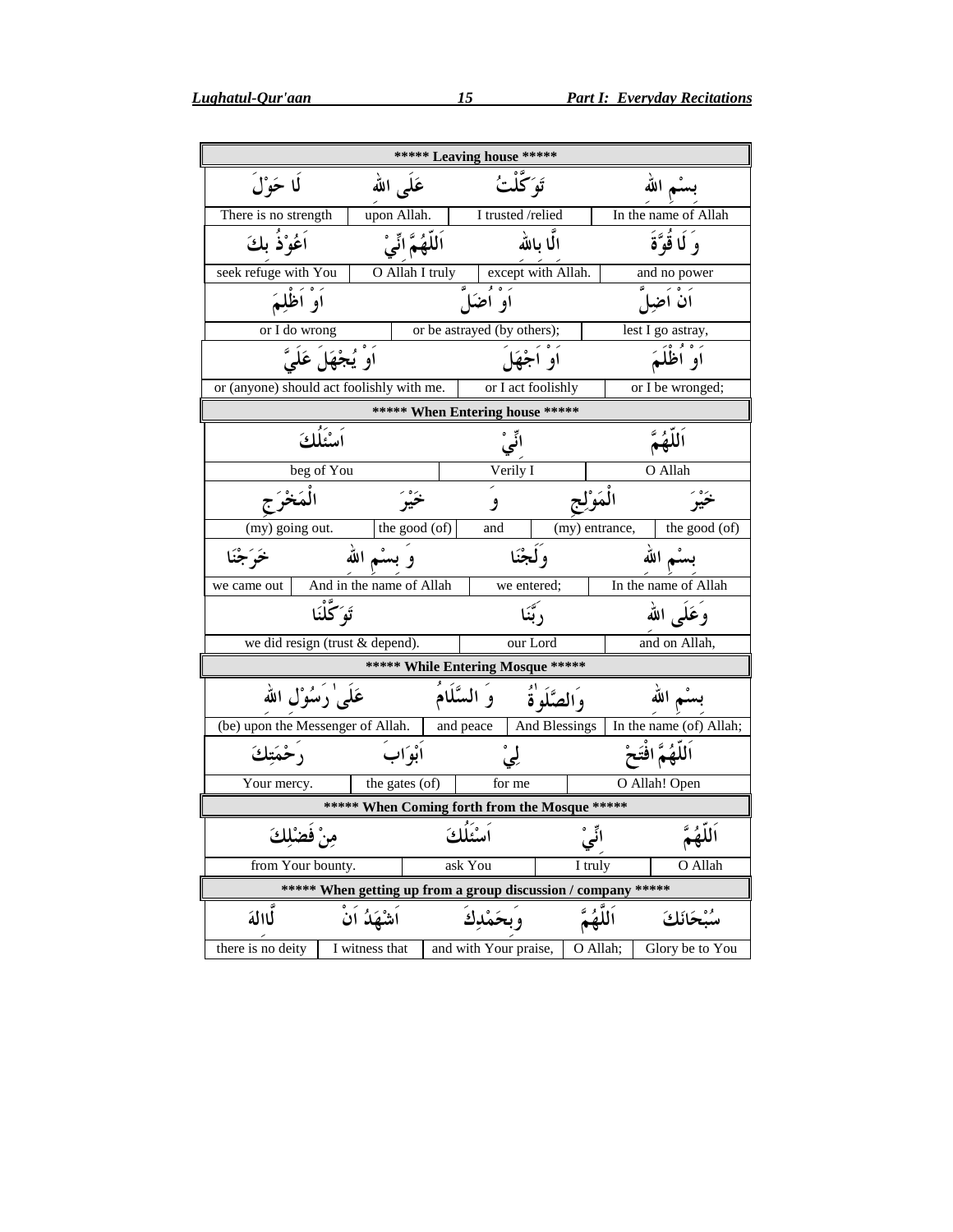## ***** Leaving house *****

| لَا حَوْلَ | عَلَى اللهِ | تَوَكَّلْتُ | بِسْمِ اللهِ |
|---|---|---|---|
| There is no strength | upon Allah. | I trusted /relied | In the name of Allah |
| اَعُوْذُ بِكَ | اَللّٰهُمَّ اِنِّيْ | اِلَّا بِاللهِ | وَ لَا قُوَّةَ |
| seek refuge with You | O Allah I truly | except with Allah. | and no power |
| اَوْ اَظْلِمَ | | اَوْ اُضَلَّ | اَنْ اَضِلَّ |
| or I do wrong | | or be astrayed (by others); | lest I go astray, |
| اَوْ يُجْهَلَ عَلَيَّ | | اَوْ اَجْهَلَ | اَوْ اُظْلَمَ |
| or (anyone) should act foolishly with me. | | or I act foolishly | or I be wronged; |

## ***** When Entering house *****

| اَسْئَلُكَ | | اِنِّيْ | | اَللّٰهُمَّ |
|---|---|---|---|---|
| beg of You | | Verily I | | O Allah |
| الْمَخْرَجِ | خَيْرَ | وَ | الْمَوْلِجِ | خَيْرَ |
| (my) going out. | the good (of) | and | (my) entrance, | the good (of) |
| خَرَجْنَا | وَ بِسْمِ اللهِ | وَلَجْنَا | | بِسْمِ اللهِ |
| we came out | And in the name of Allah | we entered; | | In the name of Allah |
| تَوَكَّلْنَا | | رَبَّنَا | | وَعَلَى اللهِ |
| we did resign (trust & depend). | | our Lord | | and on Allah, |

## ***** While Entering Mosque *****

| عَلٰى رَسُوْلِ اللهِ | وَ السَّلَامُ | وَالصَّلٰوةُ | بِسْمِ اللهِ |
|---|---|---|---|
| (be) upon the Messenger of Allah. | and peace | And Blessings | In the name (of) Allah; |
| رَحْمَتِكَ | اَبْوَابَ | لِيْ | اَللّٰهُمَّ افْتَحْ |
| Your mercy. | the gates (of) | for me | O Allah! Open |

## ***** When Coming forth from the Mosque *****

| مِنْ فَضْلِكَ | اَسْئَلُكَ | اِنِّيْ | اَللّٰهُمَّ |
|---|---|---|---|
| from Your bounty. | ask You | I truly | O Allah |

## ***** When getting up from a group discussion / company *****

| لَّااِلٰهَ | اَشْهَدُ اَنْ | وَبِحَمْدِكَ | اَللّٰهُمَّ | سُبْحَانَكَ |
|---|---|---|---|---|
| there is no deity | I witness that | and with Your praise, | O Allah; | Glory be to You |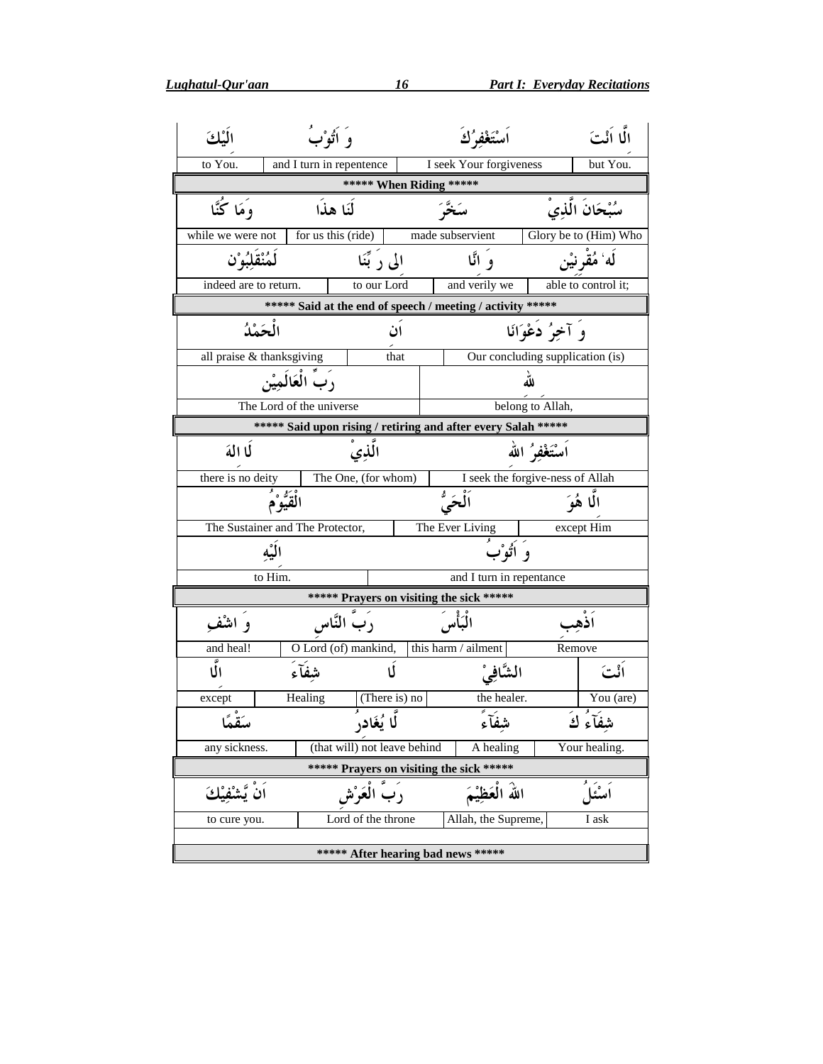| الَّا اَنْتَ | اَسْتَغْفِرُكَ | وَ اَتُوْبُ | اِلَيْكَ |
|---|---|---|---|
| but You. | I seek Your forgiveness | and I turn in repentance | to You. |

***** When Riding *****

| سُبْحَانَ الَّذِيْ | سَخَّرَ | لَنَا هٰذَا | وَمَا كُنَّا |
|---|---|---|---|
| Glory be to (Him) Who | made subservient | for us this (ride) | while we were not |
| لَهٗ مُقْرِنِيْن | وَ اِنَّا | اِلٰى رَبِّنَا | لَمُنْقَلِبُوْن |
| able to control it; | and verily we | to our Lord | indeed are to return. |

***** Said at the end of speech / meeting / activity *****

| وَ آخِرُ دَعْوَانَا | اَن | الْحَمْدُ |
|---|---|---|
| Our concluding supplication (is) | that | all praise & thanksgiving |
| لِلّٰهِ | | رَبِّ الْعَالَمِيْن |
| belong to Allah, | | The Lord of the universe |

***** Said upon rising / retiring and after every Salah *****

| اَسْتَغْفِرُ اللهَ | الَّذِيْ | لَا اِلٰهَ |
|---|---|---|
| I seek the forgive-ness of Allah | The One, (for whom) | there is no deity |
| اِلَّا هُوَ | اَلْحَيُّ | الْقَيُّوْمُ |
| except Him | The Ever Living | The Sustainer and The Protector, |
| وَ اَتُوْبُ | | اِلَيْهِ |
| and I turn in repentance | | to Him. |

***** Prayers on visiting the sick *****

| اَذْهِب | الْبَأْسَ | رَبَّ النَّاسِ | وَ اشْفِ |
|---|---|---|---|
| Remove | this harm / ailment | O Lord (of) mankind, | and heal! |
| اَنْتَ | الشَّافِيْ | لَا | شِفَآءَ | اِلَّا |
| You (are) | the healer. | (There is) no | Healing | except |
| شِفَآءُ كَ | شِفَآءً | لَّا يُغَادِرُ | سَقْمًا |
| Your healing. | A healing | (that will) not leave behind | any sickness. |

***** Prayers on visiting the sick *****

| اَسْئَلُ | اللهَ الْعَظِيْمَ | رَبَّ الْعَرْشِ | اَنْ يَّشْفِيْكَ |
|---|---|---|---|
| I ask | Allah, the Supreme, | Lord of the throne | to cure you. |

***** After hearing bad news *****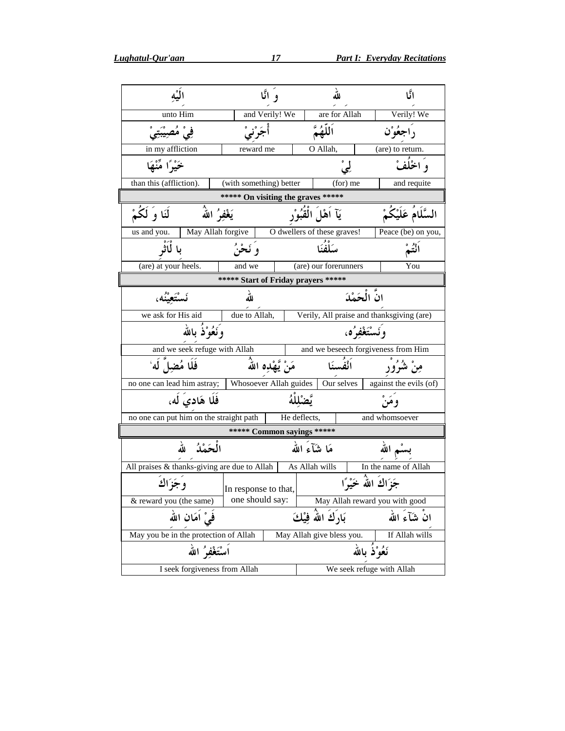| | | | |
|---|---|---|---|
| اِلَيْهِ | وَ اِنَّا | لِلّٰهِ | اِنَّا |
| unto Him | and Verily! We | are for Allah | Verily! We |
| فِيْ مُصِيْبَتِيْ | أْجُرْنِيْ | اَللّٰهُمَّ | رَاجِعُوْن |
| in my affliction | reward me | O Allah, | (are) to return. |
| خَيْرًا مِّنْهَا | | لِيْ | وَ اخْلُفْ |
| than this (affliction). | (with something) better | (for) me | and requite |

***** On visiting the graves *****

| | | | |
|---|---|---|---|
| لَنَا وَ لَكُمْ | يَغْفِرُ اللّٰهُ | يَآ اَهْلَ الْقُبُوْرِ | السَّلَامُ عَلَيْكُمْ |
| us and you. | May Allah forgive | O dwellers of these graves! | Peace (be) on you, |
| بِا لْاَثَرِ | وَ نَحْنُ | سَلَفُنَا | اَنْتُمْ |
| (are) at your heels. | and we | (are) our forerunners | You |

***** Start of Friday prayers *****

| | | | |
|---|---|---|---|
| نَسْتَعِيْنُه، | لِلّٰهِ | اِنَّ الْحَمْدَ | |
| we ask for His aid | due to Allah, | Verily, All praise and thanksgiving (are) | |
| وَنَعُوْذُ بِاللّٰهِ | | وَنَسْتَغْفِرُه، | |
| and we seek refuge with Allah | | and we beseech forgiveness from Him | |
| فَلَا مُضِلَّ لَه، | مَنْ يَّهْدِهِ اللّٰهُ | اَنْفُسِنَا | مِنْ شُرُوْرِ |
| no one can lead him astray; | Whosoever Allah guides | Our selves | against the evils (of) |
| فَلَا هَادِيَ لَه، | يُّضْلِلْهُ | | وَمَنْ |
| no one can put him on the straight path | He deflects, | | and whomsoever |

***** Common sayings *****

| | | | |
|---|---|---|---|
| اَلْحَمْدُ لِلّٰهِ | | مَا شَآءَ اللّٰهُ | بِسْمِ اللّٰهِ |
| All praises & thanks-giving are due to Allah | | As Allah wills | In the name of Allah |
| وَجَزَاكَ | In response to that, | جَزَاكَ اللّٰهُ خَيْرًا | |
| & reward you (the same) | one should say: | May Allah reward you with good | |
| فِيْ اَمَانِ اللّٰهِ | | بَارَكَ اللّٰهُ فِيْكَ | اِنْ شَآءَ اللّٰهُ |
| May you be in the protection of Allah | | May Allah give bless you. | If Allah wills |
| اَسْتَغْفِرُ اللّٰهَ | | نَعُوْذُ بِاللّٰهِ | |
| I seek forgiveness from Allah | | We seek refuge with Allah | |